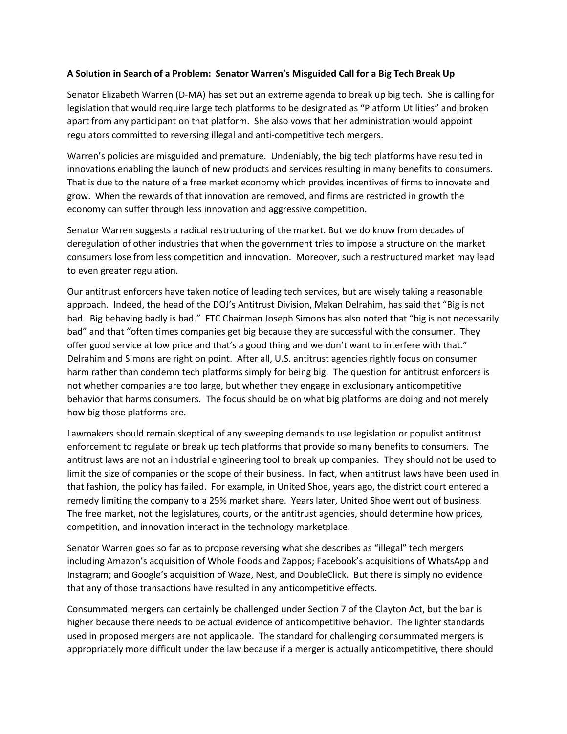**A Solution in Search of a Problem: Senator Warren's Misguided Call for a Big Tech Break Up**

Senator Elizabeth Warren (D-MA) has set out an extreme agenda to break up big tech. She is calling for legislation that would require large tech platforms to be designated as "Platform Utilities" and broken apart from any participant on that platform. She also vows that her administration would appoint regulators committed to reversing illegal and anti-competitive tech mergers.

Warren's policies are misguided and premature. Undeniably, the big tech platforms have resulted in innovations enabling the launch of new products and services resulting in many benefits to consumers. That is due to the nature of a free market economy which provides incentives of firms to innovate and grow. When the rewards of that innovation are removed, and firms are restricted in growth the economy can suffer through less innovation and aggressive competition.

Senator Warren suggests a radical restructuring of the market. But we do know from decades of deregulation of other industries that when the government tries to impose a structure on the market consumers lose from less competition and innovation. Moreover, such a restructured market may lead to even greater regulation.

Our antitrust enforcers have taken notice of leading tech services, but are wisely taking a reasonable approach. Indeed, the head of the DOJ's Antitrust Division, Makan Delrahim, has said that "Big is not bad. Big behaving badly is bad." FTC Chairman Joseph Simons has also noted that "big is not necessarily bad" and that "often times companies get big because they are successful with the consumer. They offer good service at low price and that's a good thing and we don't want to interfere with that." Delrahim and Simons are right on point. After all, U.S. antitrust agencies rightly focus on consumer harm rather than condemn tech platforms simply for being big. The question for antitrust enforcers is not whether companies are too large, but whether they engage in exclusionary anticompetitive behavior that harms consumers. The focus should be on what big platforms are doing and not merely how big those platforms are.

Lawmakers should remain skeptical of any sweeping demands to use legislation or populist antitrust enforcement to regulate or break up tech platforms that provide so many benefits to consumers. The antitrust laws are not an industrial engineering tool to break up companies. They should not be used to limit the size of companies or the scope of their business. In fact, when antitrust laws have been used in that fashion, the policy has failed. For example, in United Shoe, years ago, the district court entered a remedy limiting the company to a 25% market share. Years later, United Shoe went out of business. The free market, not the legislatures, courts, or the antitrust agencies, should determine how prices, competition, and innovation interact in the technology marketplace.

Senator Warren goes so far as to propose reversing what she describes as "illegal" tech mergers including Amazon's acquisition of Whole Foods and Zappos; Facebook's acquisitions of WhatsApp and Instagram; and Google's acquisition of Waze, Nest, and DoubleClick. But there is simply no evidence that any of those transactions have resulted in any anticompetitive effects.

Consummated mergers can certainly be challenged under Section 7 of the Clayton Act, but the bar is higher because there needs to be actual evidence of anticompetitive behavior. The lighter standards used in proposed mergers are not applicable. The standard for challenging consummated mergers is appropriately more difficult under the law because if a merger is actually anticompetitive, there should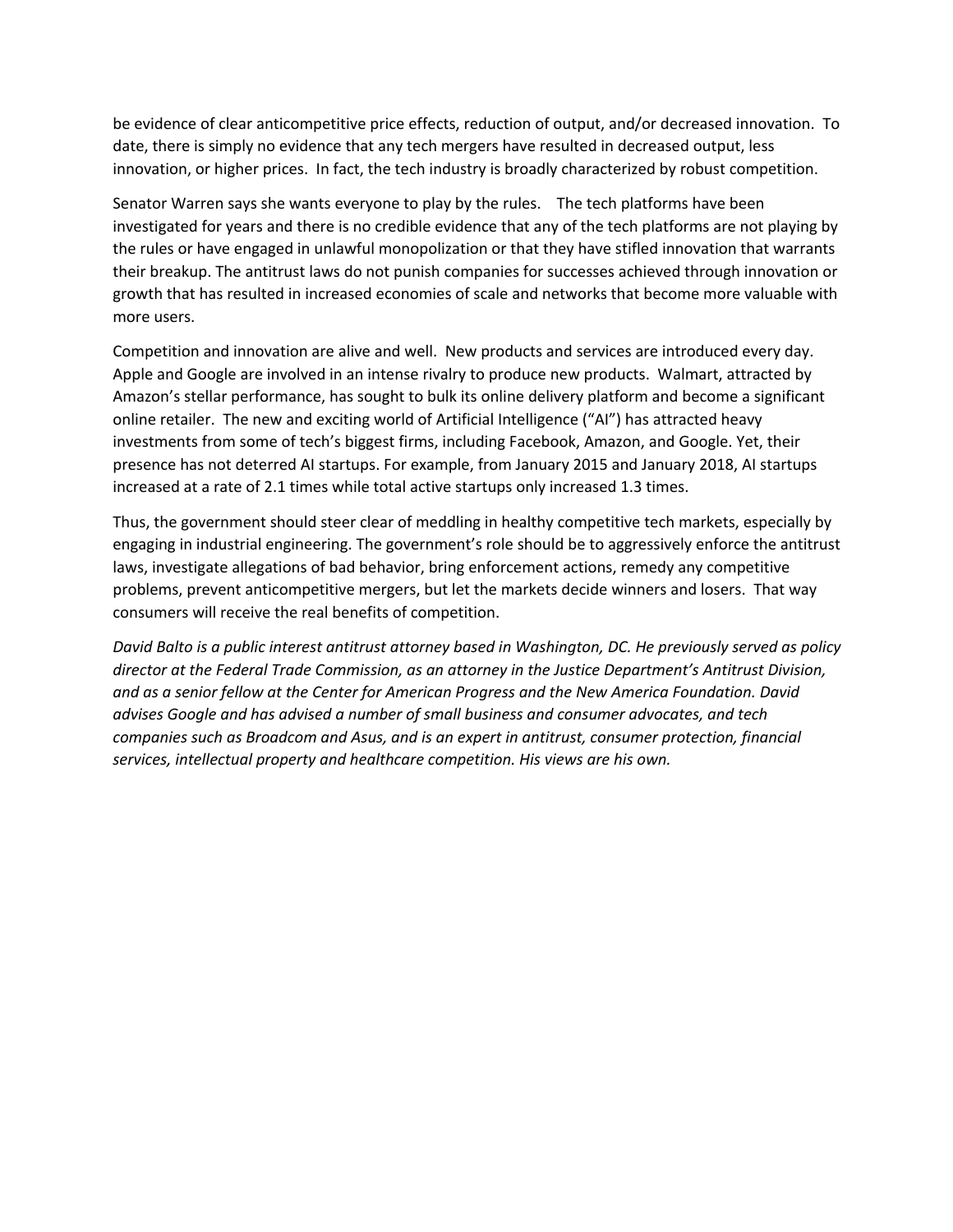be evidence of clear anticompetitive price effects, reduction of output, and/or decreased innovation. To date, there is simply no evidence that any tech mergers have resulted in decreased output, less innovation, or higher prices. In fact, the tech industry is broadly characterized by robust competition.

Senator Warren says she wants everyone to play by the rules. The tech platforms have been investigated for years and there is no credible evidence that any of the tech platforms are not playing by the rules or have engaged in unlawful monopolization or that they have stifled innovation that warrants their breakup. The antitrust laws do not punish companies for successes achieved through innovation or growth that has resulted in increased economies of scale and networks that become more valuable with more users.

Competition and innovation are alive and well. New products and services are introduced every day. Apple and Google are involved in an intense rivalry to produce new products. Walmart, attracted by Amazon's stellar performance, has sought to bulk its online delivery platform and become a significant online retailer. The new and exciting world of Artificial Intelligence ("AI") has attracted heavy investments from some of tech's biggest firms, including Facebook, Amazon, and Google. Yet, their presence has not deterred AI startups. For example, from January 2015 and January 2018, AI startups increased at a rate of 2.1 times while total active startups only increased 1.3 times.

Thus, the government should steer clear of meddling in healthy competitive tech markets, especially by engaging in industrial engineering. The government's role should be to aggressively enforce the antitrust laws, investigate allegations of bad behavior, bring enforcement actions, remedy any competitive problems, prevent anticompetitive mergers, but let the markets decide winners and losers. That way consumers will receive the real benefits of competition.

*David Balto is a public interest antitrust attorney based in Washington, DC. He previously served as policy director at the Federal Trade Commission, as an attorney in the Justice Department's Antitrust Division, and as a senior fellow at the Center for American Progress and the New America Foundation. David advises Google and has advised a number of small business and consumer advocates, and tech companies such as Broadcom and Asus, and is an expert in antitrust, consumer protection, financial services, intellectual property and healthcare competition. His views are his own.*